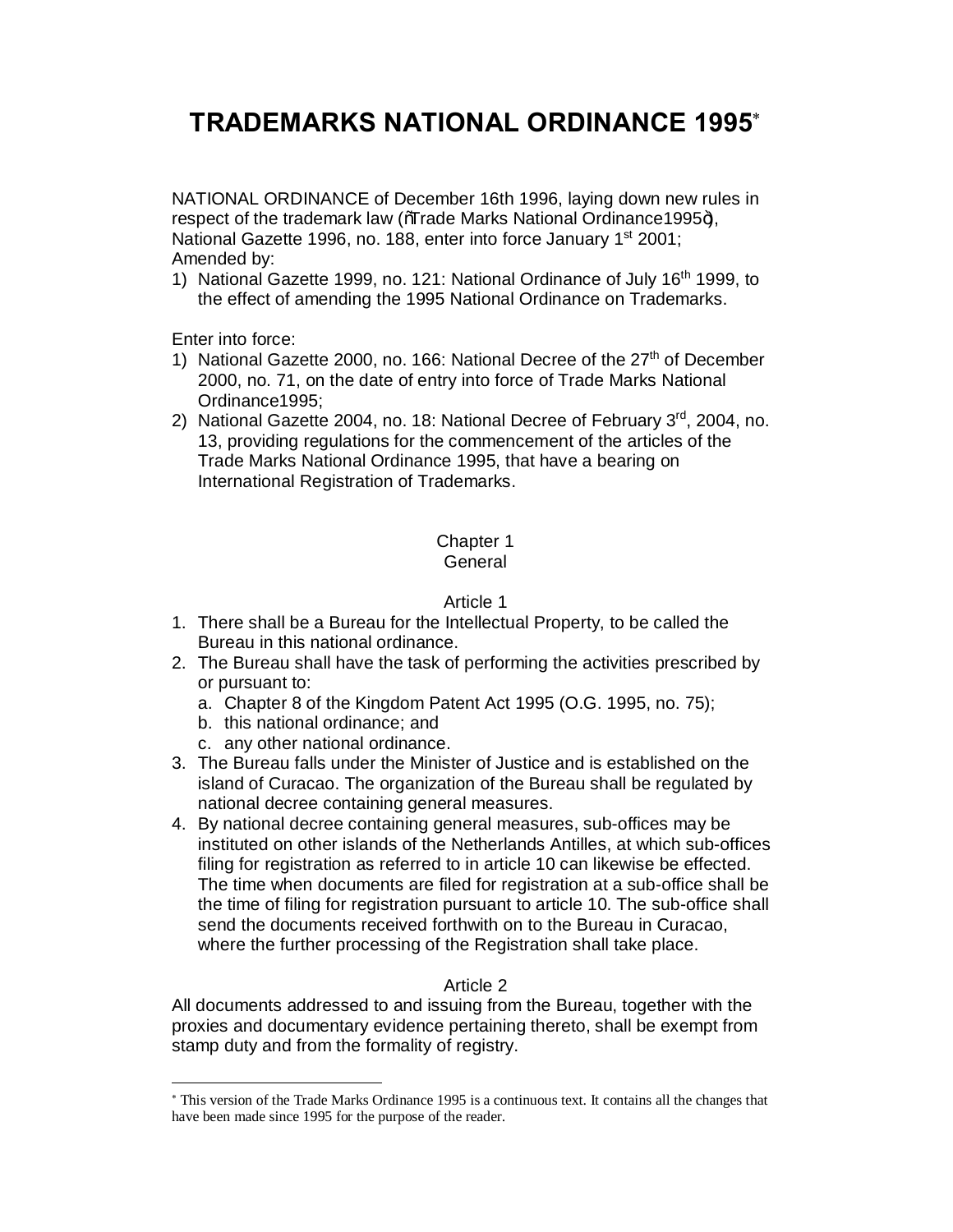# TRADEMARKS NATIONAL ORDINANCE 1995*

NATIONAL ORDINANCE of December 16th 1996, laying down new rules in respect of the trademark law (õTrade Marks National Ordinance1995ö), National Gazette 1996, no. 188, enter into force January 1st 2001;
Amended by:

1) National Gazette 1999, no. 121: National Ordinance of July 16th 1999, to the effect of amending the 1995 National Ordinance on Trademarks.

Enter into force:

1) National Gazette 2000, no. 166: National Decree of the 27th of December 2000, no. 71, on the date of entry into force of Trade Marks National Ordinance1995;
2) National Gazette 2004, no. 18: National Decree of February 3rd, 2004, no. 13, providing regulations for the commencement of the articles of the Trade Marks National Ordinance 1995, that have a bearing on International Registration of Trademarks.

## Chapter 1
## General

### Article 1

1. There shall be a Bureau for the Intellectual Property, to be called the Bureau in this national ordinance.
2. The Bureau shall have the task of performing the activities prescribed by or pursuant to:
   a. Chapter 8 of the Kingdom Patent Act 1995 (O.G. 1995, no. 75);
   b. this national ordinance; and
   c. any other national ordinance.
3. The Bureau falls under the Minister of Justice and is established on the island of Curacao. The organization of the Bureau shall be regulated by national decree containing general measures.
4. By national decree containing general measures, sub-offices may be instituted on other islands of the Netherlands Antilles, at which sub-offices filing for registration as referred to in article 10 can likewise be effected. The time when documents are filed for registration at a sub-office shall be the time of filing for registration pursuant to article 10. The sub-office shall send the documents received forthwith on to the Bureau in Curacao, where the further processing of the Registration shall take place.

### Article 2

All documents addressed to and issuing from the Bureau, together with the proxies and documentary evidence pertaining thereto, shall be exempt from stamp duty and from the formality of registry.

* This version of the Trade Marks Ordinance 1995 is a continuous text. It contains all the changes that have been made since 1995 for the purpose of the reader.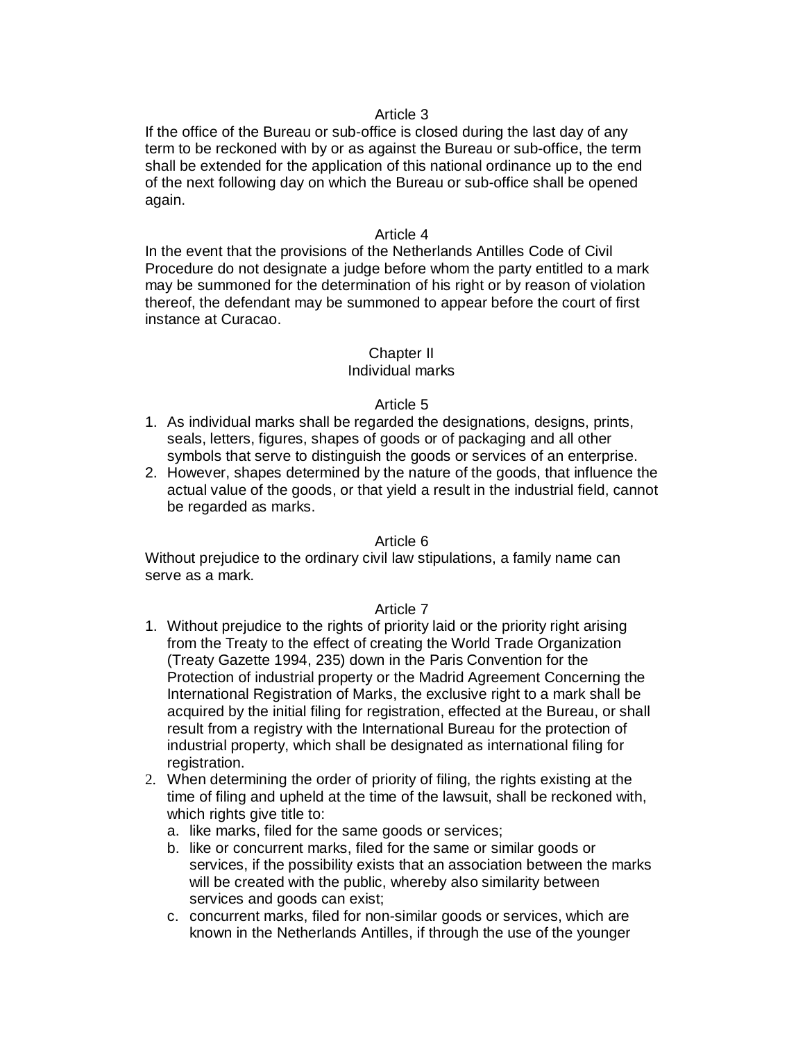### Article 3

If the office of the Bureau or sub-office is closed during the last day of any term to be reckoned with by or as against the Bureau or sub-office, the term shall be extended for the application of this national ordinance up to the end of the next following day on which the Bureau or sub-office shall be opened again.

### Article 4

In the event that the provisions of the Netherlands Antilles Code of Civil Procedure do not designate a judge before whom the party entitled to a mark may be summoned for the determination of his right or by reason of violation thereof, the defendant may be summoned to appear before the court of first instance at Curacao.

## Chapter II
## Individual marks

### Article 5

1. As individual marks shall be regarded the designations, designs, prints, seals, letters, figures, shapes of goods or of packaging and all other symbols that serve to distinguish the goods or services of an enterprise.
2. However, shapes determined by the nature of the goods, that influence the actual value of the goods, or that yield a result in the industrial field, cannot be regarded as marks.

### Article 6

Without prejudice to the ordinary civil law stipulations, a family name can serve as a mark.

### Article 7

1. Without prejudice to the rights of priority laid or the priority right arising from the Treaty to the effect of creating the World Trade Organization (Treaty Gazette 1994, 235) down in the Paris Convention for the Protection of industrial property or the Madrid Agreement Concerning the International Registration of Marks, the exclusive right to a mark shall be acquired by the initial filing for registration, effected at the Bureau, or shall result from a registry with the International Bureau for the protection of industrial property, which shall be designated as international filing for registration.
2. When determining the order of priority of filing, the rights existing at the time of filing and upheld at the time of the lawsuit, shall be reckoned with, which rights give title to:
   a. like marks, filed for the same goods or services;
   b. like or concurrent marks, filed for the same or similar goods or services, if the possibility exists that an association between the marks will be created with the public, whereby also similarity between services and goods can exist;
   c. concurrent marks, filed for non-similar goods or services, which are known in the Netherlands Antilles, if through the use of the younger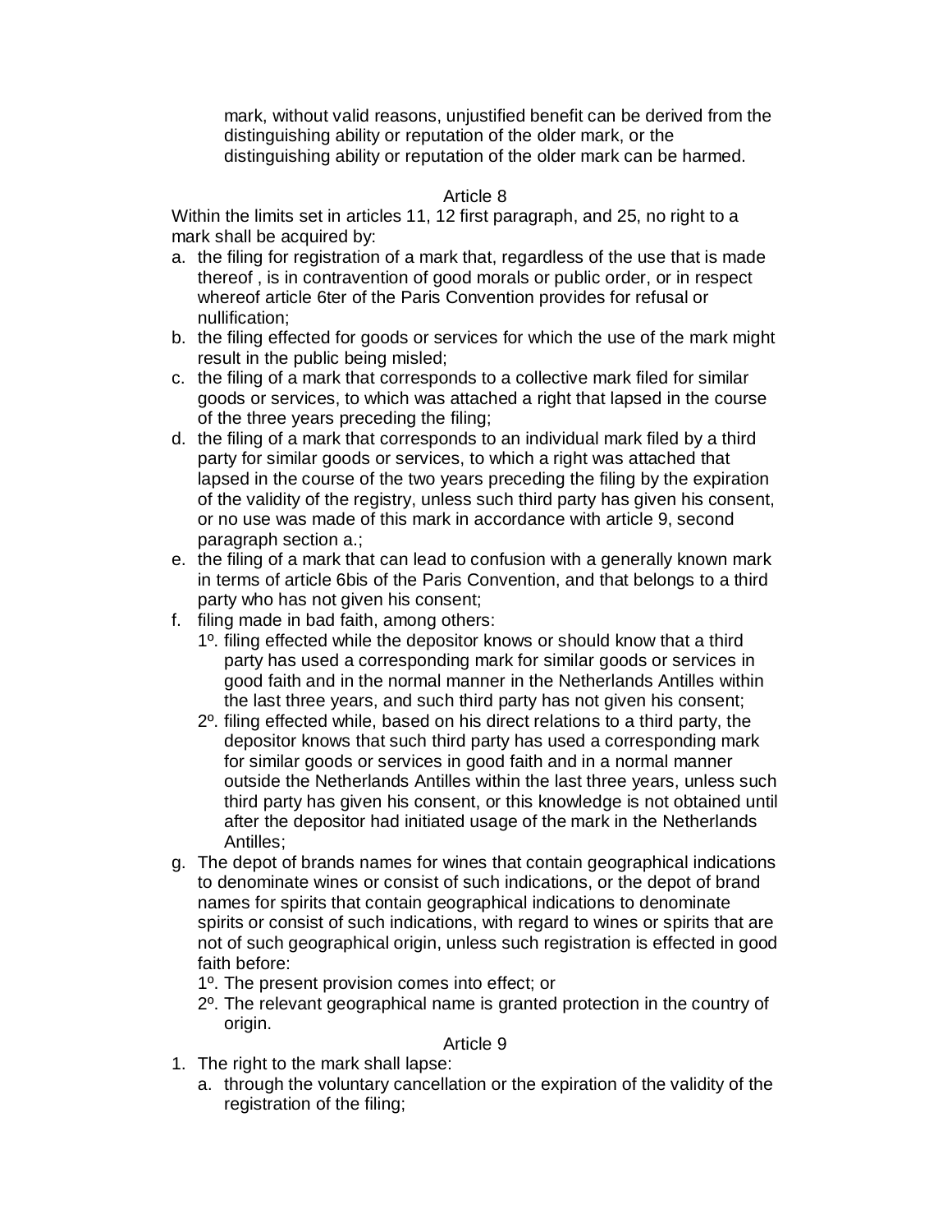mark, without valid reasons, unjustified benefit can be derived from the distinguishing ability or reputation of the older mark, or the distinguishing ability or reputation of the older mark can be harmed.

### Article 8

Within the limits set in articles 11, 12 first paragraph, and 25, no right to a mark shall be acquired by:

a. the filing for registration of a mark that, regardless of the use that is made thereof , is in contravention of good morals or public order, or in respect whereof article 6ter of the Paris Convention provides for refusal or nullification;
b. the filing effected for goods or services for which the use of the mark might result in the public being misled;
c. the filing of a mark that corresponds to a collective mark filed for similar goods or services, to which was attached a right that lapsed in the course of the three years preceding the filing;
d. the filing of a mark that corresponds to an individual mark filed by a third party for similar goods or services, to which a right was attached that lapsed in the course of the two years preceding the filing by the expiration of the validity of the registry, unless such third party has given his consent, or no use was made of this mark in accordance with article 9, second paragraph section a.;
e. the filing of a mark that can lead to confusion with a generally known mark in terms of article 6bis of the Paris Convention, and that belongs to a third party who has not given his consent;
f. filing made in bad faith, among others:
   1º. filing effected while the depositor knows or should know that a third party has used a corresponding mark for similar goods or services in good faith and in the normal manner in the Netherlands Antilles within the last three years, and such third party has not given his consent;
   2º. filing effected while, based on his direct relations to a third party, the depositor knows that such third party has used a corresponding mark for similar goods or services in good faith and in a normal manner outside the Netherlands Antilles within the last three years, unless such third party has given his consent, or this knowledge is not obtained until after the depositor had initiated usage of the mark in the Netherlands Antilles;
g. The depot of brands names for wines that contain geographical indications to denominate wines or consist of such indications, or the depot of brand names for spirits that contain geographical indications to denominate spirits or consist of such indications, with regard to wines or spirits that are not of such geographical origin, unless such registration is effected in good faith before:
   1º. The present provision comes into effect; or
   2º. The relevant geographical name is granted protection in the country of origin.

### Article 9

1. The right to the mark shall lapse:
   a. through the voluntary cancellation or the expiration of the validity of the registration of the filing;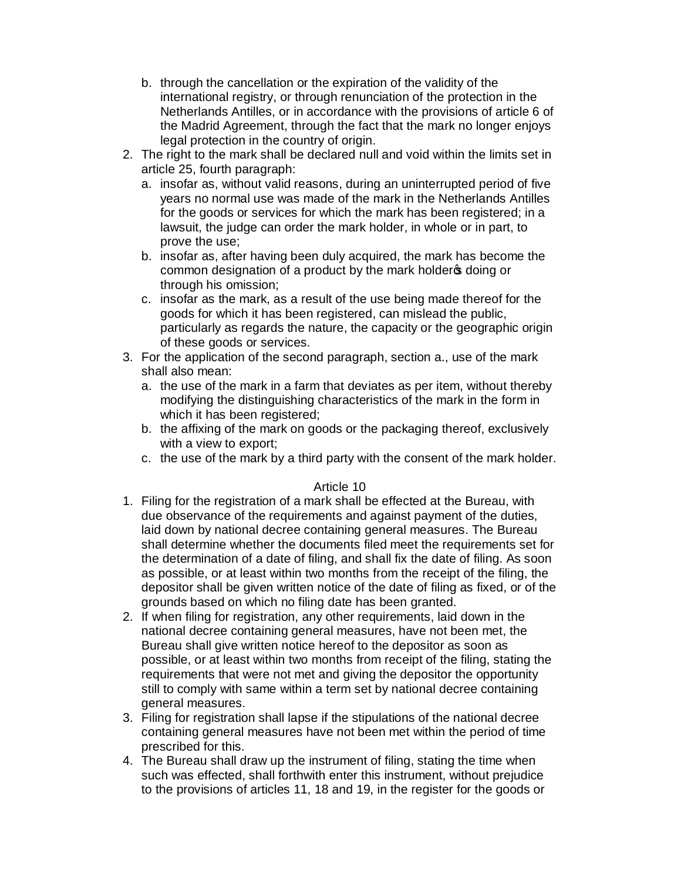b. through the cancellation or the expiration of the validity of the international registry, or through renunciation of the protection in the Netherlands Antilles, or in accordance with the provisions of article 6 of the Madrid Agreement, through the fact that the mark no longer enjoys legal protection in the country of origin.
2. The right to the mark shall be declared null and void within the limits set in article 25, fourth paragraph:
   a. insofar as, without valid reasons, during an uninterrupted period of five years no normal use was made of the mark in the Netherlands Antilles for the goods or services for which the mark has been registered; in a lawsuit, the judge can order the mark holder, in whole or in part, to prove the use;
   b. insofar as, after having been duly acquired, the mark has become the common designation of a product by the mark holder's doing or through his omission;
   c. insofar as the mark, as a result of the use being made thereof for the goods for which it has been registered, can mislead the public, particularly as regards the nature, the capacity or the geographic origin of these goods or services.
3. For the application of the second paragraph, section a., use of the mark shall also mean:
   a. the use of the mark in a farm that deviates as per item, without thereby modifying the distinguishing characteristics of the mark in the form in which it has been registered;
   b. the affixing of the mark on goods or the packaging thereof, exclusively with a view to export;
   c. the use of the mark by a third party with the consent of the mark holder.

Article 10

1. Filing for the registration of a mark shall be effected at the Bureau, with due observance of the requirements and against payment of the duties, laid down by national decree containing general measures. The Bureau shall determine whether the documents filed meet the requirements set for the determination of a date of filing, and shall fix the date of filing. As soon as possible, or at least within two months from the receipt of the filing, the depositor shall be given written notice of the date of filing as fixed, or of the grounds based on which no filing date has been granted.
2. If when filing for registration, any other requirements, laid down in the national decree containing general measures, have not been met, the Bureau shall give written notice hereof to the depositor as soon as possible, or at least within two months from receipt of the filing, stating the requirements that were not met and giving the depositor the opportunity still to comply with same within a term set by national decree containing general measures.
3. Filing for registration shall lapse if the stipulations of the national decree containing general measures have not been met within the period of time prescribed for this.
4. The Bureau shall draw up the instrument of filing, stating the time when such was effected, shall forthwith enter this instrument, without prejudice to the provisions of articles 11, 18 and 19, in the register for the goods or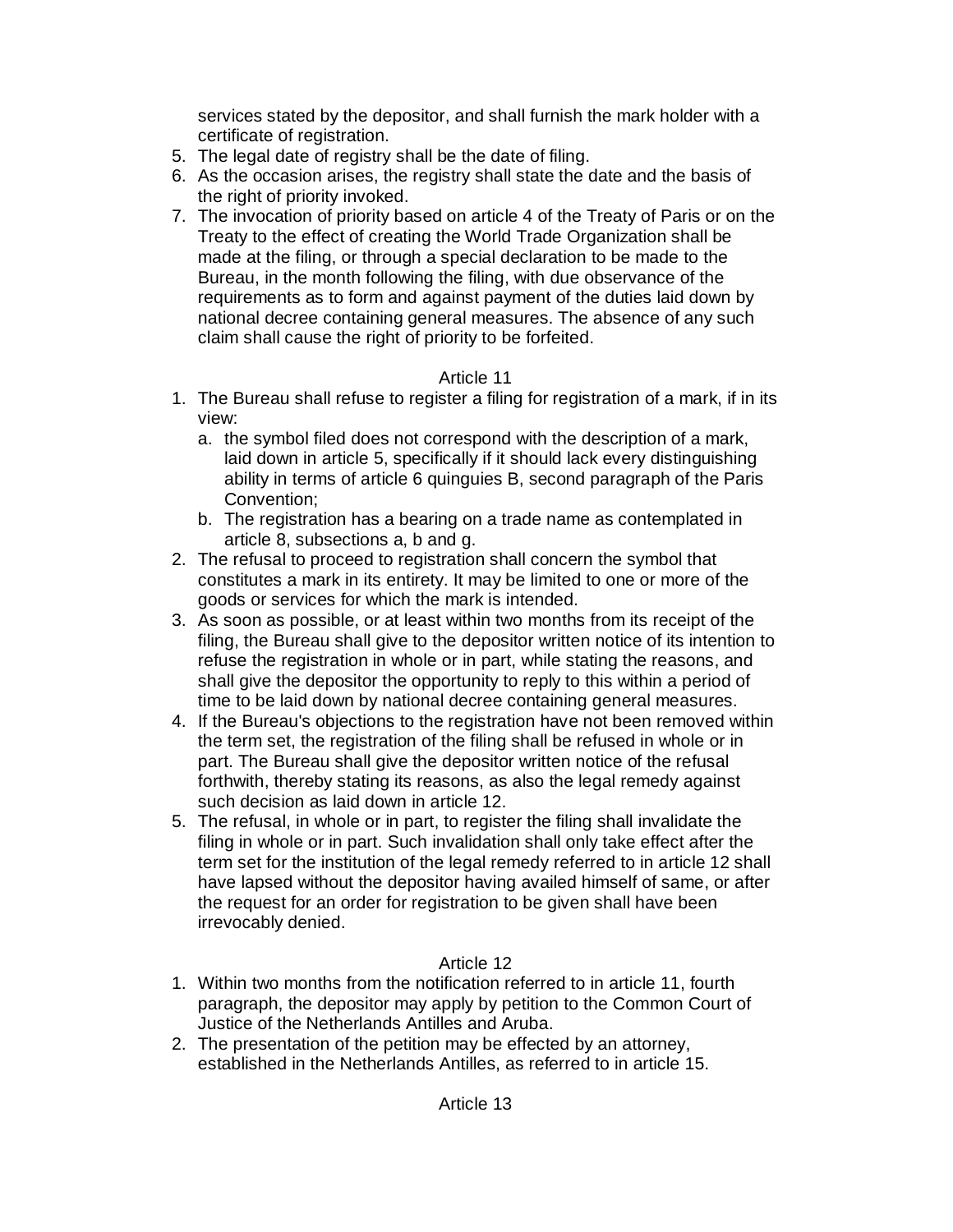services stated by the depositor, and shall furnish the mark holder with a certificate of registration.

5. The legal date of registry shall be the date of filing.
6. As the occasion arises, the registry shall state the date and the basis of the right of priority invoked.
7. The invocation of priority based on article 4 of the Treaty of Paris or on the Treaty to the effect of creating the World Trade Organization shall be made at the filing, or through a special declaration to be made to the Bureau, in the month following the filing, with due observance of the requirements as to form and against payment of the duties laid down by national decree containing general measures. The absence of any such claim shall cause the right of priority to be forfeited.

Article 11

1. The Bureau shall refuse to register a filing for registration of a mark, if in its view:
   a. the symbol filed does not correspond with the description of a mark, laid down in article 5, specifically if it should lack every distinguishing ability in terms of article 6 quinguies B, second paragraph of the Paris Convention;
   b. The registration has a bearing on a trade name as contemplated in article 8, subsections a, b and g.
2. The refusal to proceed to registration shall concern the symbol that constitutes a mark in its entirety. It may be limited to one or more of the goods or services for which the mark is intended.
3. As soon as possible, or at least within two months from its receipt of the filing, the Bureau shall give to the depositor written notice of its intention to refuse the registration in whole or in part, while stating the reasons, and shall give the depositor the opportunity to reply to this within a period of time to be laid down by national decree containing general measures.
4. If the Bureau's objections to the registration have not been removed within the term set, the registration of the filing shall be refused in whole or in part. The Bureau shall give the depositor written notice of the refusal forthwith, thereby stating its reasons, as also the legal remedy against such decision as laid down in article 12.
5. The refusal, in whole or in part, to register the filing shall invalidate the filing in whole or in part. Such invalidation shall only take effect after the term set for the institution of the legal remedy referred to in article 12 shall have lapsed without the depositor having availed himself of same, or after the request for an order for registration to be given shall have been irrevocably denied.

Article 12

1. Within two months from the notification referred to in article 11, fourth paragraph, the depositor may apply by petition to the Common Court of Justice of the Netherlands Antilles and Aruba.
2. The presentation of the petition may be effected by an attorney, established in the Netherlands Antilles, as referred to in article 15.

Article 13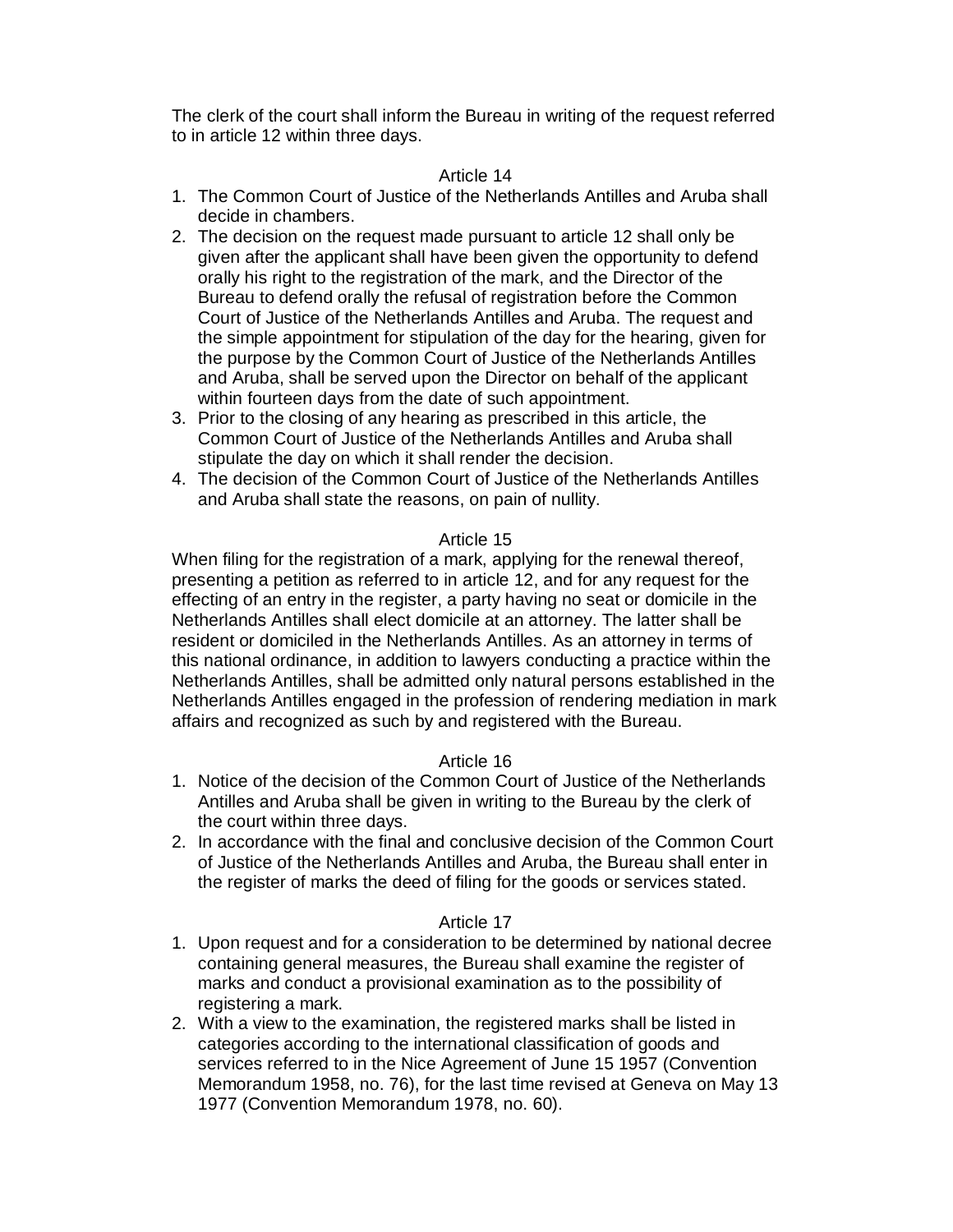The clerk of the court shall inform the Bureau in writing of the request referred to in article 12 within three days.

### Article 14

1. The Common Court of Justice of the Netherlands Antilles and Aruba shall decide in chambers.
2. The decision on the request made pursuant to article 12 shall only be given after the applicant shall have been given the opportunity to defend orally his right to the registration of the mark, and the Director of the Bureau to defend orally the refusal of registration before the Common Court of Justice of the Netherlands Antilles and Aruba. The request and the simple appointment for stipulation of the day for the hearing, given for the purpose by the Common Court of Justice of the Netherlands Antilles and Aruba, shall be served upon the Director on behalf of the applicant within fourteen days from the date of such appointment.
3. Prior to the closing of any hearing as prescribed in this article, the Common Court of Justice of the Netherlands Antilles and Aruba shall stipulate the day on which it shall render the decision.
4. The decision of the Common Court of Justice of the Netherlands Antilles and Aruba shall state the reasons, on pain of nullity.

### Article 15

When filing for the registration of a mark, applying for the renewal thereof, presenting a petition as referred to in article 12, and for any request for the effecting of an entry in the register, a party having no seat or domicile in the Netherlands Antilles shall elect domicile at an attorney. The latter shall be resident or domiciled in the Netherlands Antilles. As an attorney in terms of this national ordinance, in addition to lawyers conducting a practice within the Netherlands Antilles, shall be admitted only natural persons established in the Netherlands Antilles engaged in the profession of rendering mediation in mark affairs and recognized as such by and registered with the Bureau.

### Article 16

1. Notice of the decision of the Common Court of Justice of the Netherlands Antilles and Aruba shall be given in writing to the Bureau by the clerk of the court within three days.
2. In accordance with the final and conclusive decision of the Common Court of Justice of the Netherlands Antilles and Aruba, the Bureau shall enter in the register of marks the deed of filing for the goods or services stated.

### Article 17

1. Upon request and for a consideration to be determined by national decree containing general measures, the Bureau shall examine the register of marks and conduct a provisional examination as to the possibility of registering a mark.
2. With a view to the examination, the registered marks shall be listed in categories according to the international classification of goods and services referred to in the Nice Agreement of June 15 1957 (Convention Memorandum 1958, no. 76), for the last time revised at Geneva on May 13 1977 (Convention Memorandum 1978, no. 60).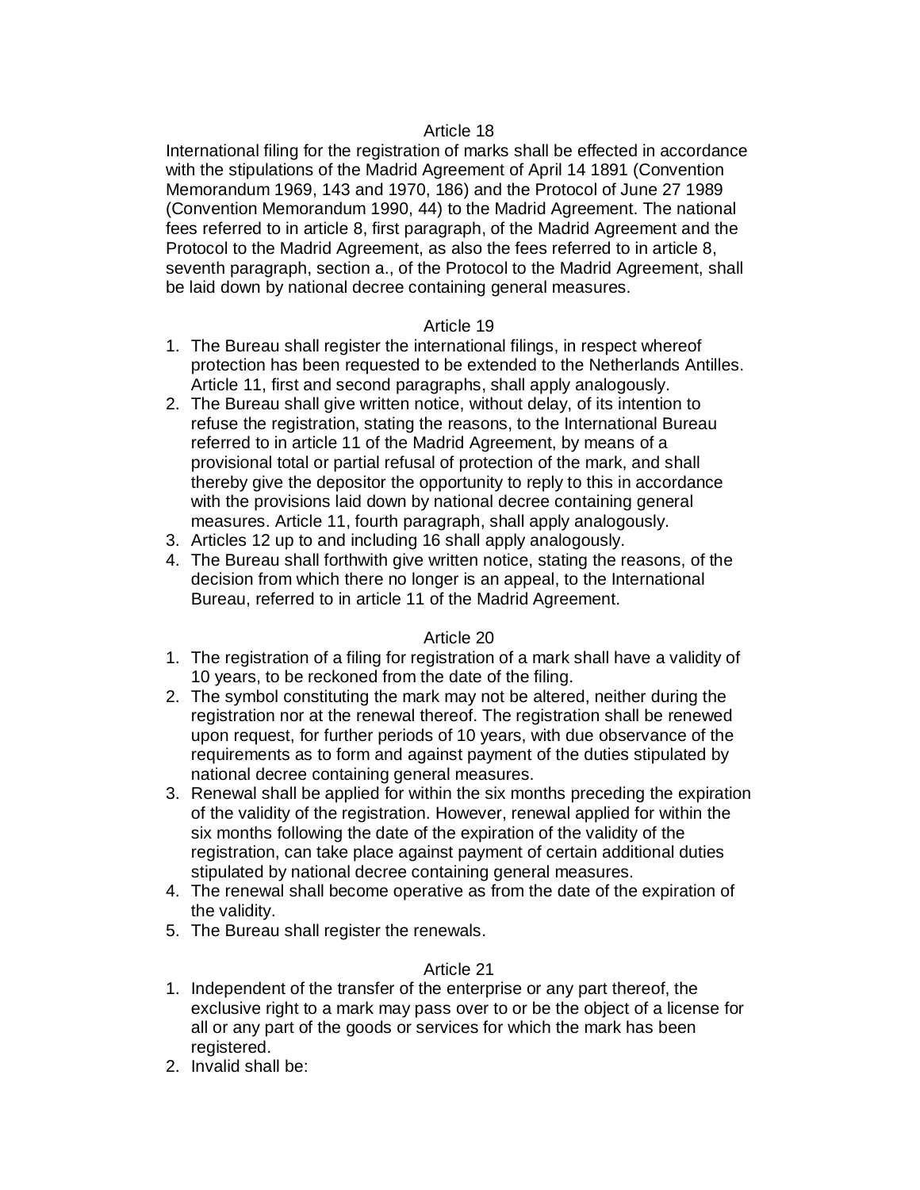### Article 18

International filing for the registration of marks shall be effected in accordance with the stipulations of the Madrid Agreement of April 14 1891 (Convention Memorandum 1969, 143 and 1970, 186) and the Protocol of June 27 1989 (Convention Memorandum 1990, 44) to the Madrid Agreement. The national fees referred to in article 8, first paragraph, of the Madrid Agreement and the Protocol to the Madrid Agreement, as also the fees referred to in article 8, seventh paragraph, section a., of the Protocol to the Madrid Agreement, shall be laid down by national decree containing general measures.

### Article 19

1. The Bureau shall register the international filings, in respect whereof protection has been requested to be extended to the Netherlands Antilles. Article 11, first and second paragraphs, shall apply analogously.
2. The Bureau shall give written notice, without delay, of its intention to refuse the registration, stating the reasons, to the International Bureau referred to in article 11 of the Madrid Agreement, by means of a provisional total or partial refusal of protection of the mark, and shall thereby give the depositor the opportunity to reply to this in accordance with the provisions laid down by national decree containing general measures. Article 11, fourth paragraph, shall apply analogously.
3. Articles 12 up to and including 16 shall apply analogously.
4. The Bureau shall forthwith give written notice, stating the reasons, of the decision from which there no longer is an appeal, to the International Bureau, referred to in article 11 of the Madrid Agreement.

### Article 20

1. The registration of a filing for registration of a mark shall have a validity of 10 years, to be reckoned from the date of the filing.
2. The symbol constituting the mark may not be altered, neither during the registration nor at the renewal thereof. The registration shall be renewed upon request, for further periods of 10 years, with due observance of the requirements as to form and against payment of the duties stipulated by national decree containing general measures.
3. Renewal shall be applied for within the six months preceding the expiration of the validity of the registration. However, renewal applied for within the six months following the date of the expiration of the validity of the registration, can take place against payment of certain additional duties stipulated by national decree containing general measures.
4. The renewal shall become operative as from the date of the expiration of the validity.
5. The Bureau shall register the renewals.

### Article 21

1. Independent of the transfer of the enterprise or any part thereof, the exclusive right to a mark may pass over to or be the object of a license for all or any part of the goods or services for which the mark has been registered.
2. Invalid shall be: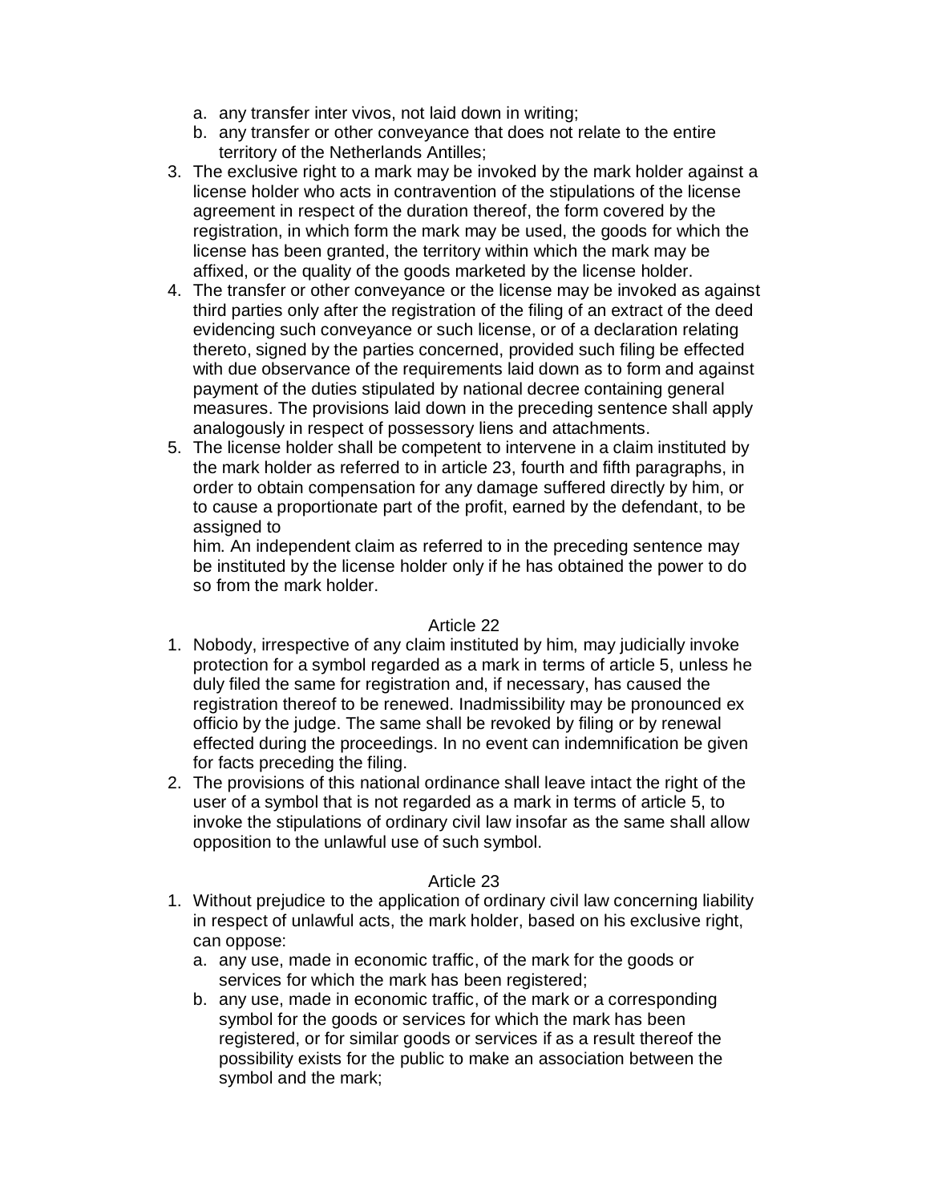a. any transfer inter vivos, not laid down in writing;
b. any transfer or other conveyance that does not relate to the entire territory of the Netherlands Antilles;

3. The exclusive right to a mark may be invoked by the mark holder against a license holder who acts in contravention of the stipulations of the license agreement in respect of the duration thereof, the form covered by the registration, in which form the mark may be used, the goods for which the license has been granted, the territory within which the mark may be affixed, or the quality of the goods marketed by the license holder.
4. The transfer or other conveyance or the license may be invoked as against third parties only after the registration of the filing of an extract of the deed evidencing such conveyance or such license, or of a declaration relating thereto, signed by the parties concerned, provided such filing be effected with due observance of the requirements laid down as to form and against payment of the duties stipulated by national decree containing general measures. The provisions laid down in the preceding sentence shall apply analogously in respect of possessory liens and attachments.
5. The license holder shall be competent to intervene in a claim instituted by the mark holder as referred to in article 23, fourth and fifth paragraphs, in order to obtain compensation for any damage suffered directly by him, or to cause a proportionate part of the profit, earned by the defendant, to be assigned to him. An independent claim as referred to in the preceding sentence may be instituted by the license holder only if he has obtained the power to do so from the mark holder.

### Article 22

1. Nobody, irrespective of any claim instituted by him, may judicially invoke protection for a symbol regarded as a mark in terms of article 5, unless he duly filed the same for registration and, if necessary, has caused the registration thereof to be renewed. Inadmissibility may be pronounced ex officio by the judge. The same shall be revoked by filing or by renewal effected during the proceedings. In no event can indemnification be given for facts preceding the filing.
2. The provisions of this national ordinance shall leave intact the right of the user of a symbol that is not regarded as a mark in terms of article 5, to invoke the stipulations of ordinary civil law insofar as the same shall allow opposition to the unlawful use of such symbol.

### Article 23

1. Without prejudice to the application of ordinary civil law concerning liability in respect of unlawful acts, the mark holder, based on his exclusive right, can oppose:
   a. any use, made in economic traffic, of the mark for the goods or services for which the mark has been registered;
   b. any use, made in economic traffic, of the mark or a corresponding symbol for the goods or services for which the mark has been registered, or for similar goods or services if as a result thereof the possibility exists for the public to make an association between the symbol and the mark;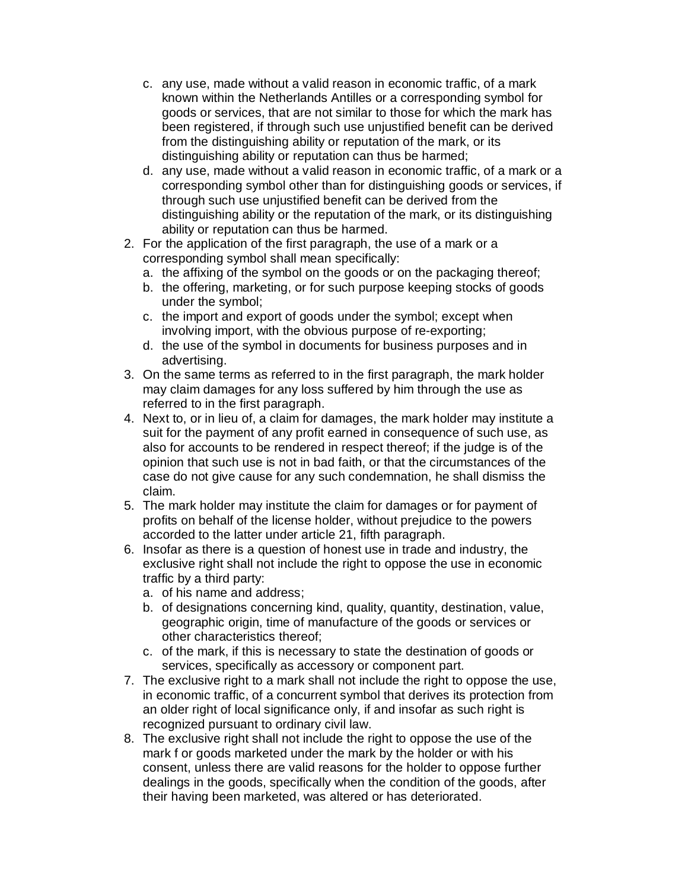c. any use, made without a valid reason in economic traffic, of a mark known within the Netherlands Antilles or a corresponding symbol for goods or services, that are not similar to those for which the mark has been registered, if through such use unjustified benefit can be derived from the distinguishing ability or reputation of the mark, or its distinguishing ability or reputation can thus be harmed;
d. any use, made without a valid reason in economic traffic, of a mark or a corresponding symbol other than for distinguishing goods or services, if through such use unjustified benefit can be derived from the distinguishing ability or the reputation of the mark, or its distinguishing ability or reputation can thus be harmed.

2. For the application of the first paragraph, the use of a mark or a corresponding symbol shall mean specifically:
   a. the affixing of the symbol on the goods or on the packaging thereof;
   b. the offering, marketing, or for such purpose keeping stocks of goods under the symbol;
   c. the import and export of goods under the symbol; except when involving import, with the obvious purpose of re-exporting;
   d. the use of the symbol in documents for business purposes and in advertising.
3. On the same terms as referred to in the first paragraph, the mark holder may claim damages for any loss suffered by him through the use as referred to in the first paragraph.
4. Next to, or in lieu of, a claim for damages, the mark holder may institute a suit for the payment of any profit earned in consequence of such use, as also for accounts to be rendered in respect thereof; if the judge is of the opinion that such use is not in bad faith, or that the circumstances of the case do not give cause for any such condemnation, he shall dismiss the claim.
5. The mark holder may institute the claim for damages or for payment of profits on behalf of the license holder, without prejudice to the powers accorded to the latter under article 21, fifth paragraph.
6. Insofar as there is a question of honest use in trade and industry, the exclusive right shall not include the right to oppose the use in economic traffic by a third party:
   a. of his name and address;
   b. of designations concerning kind, quality, quantity, destination, value, geographic origin, time of manufacture of the goods or services or other characteristics thereof;
   c. of the mark, if this is necessary to state the destination of goods or services, specifically as accessory or component part.
7. The exclusive right to a mark shall not include the right to oppose the use, in economic traffic, of a concurrent symbol that derives its protection from an older right of local significance only, if and insofar as such right is recognized pursuant to ordinary civil law.
8. The exclusive right shall not include the right to oppose the use of the mark f or goods marketed under the mark by the holder or with his consent, unless there are valid reasons for the holder to oppose further dealings in the goods, specifically when the condition of the goods, after their having been marketed, was altered or has deteriorated.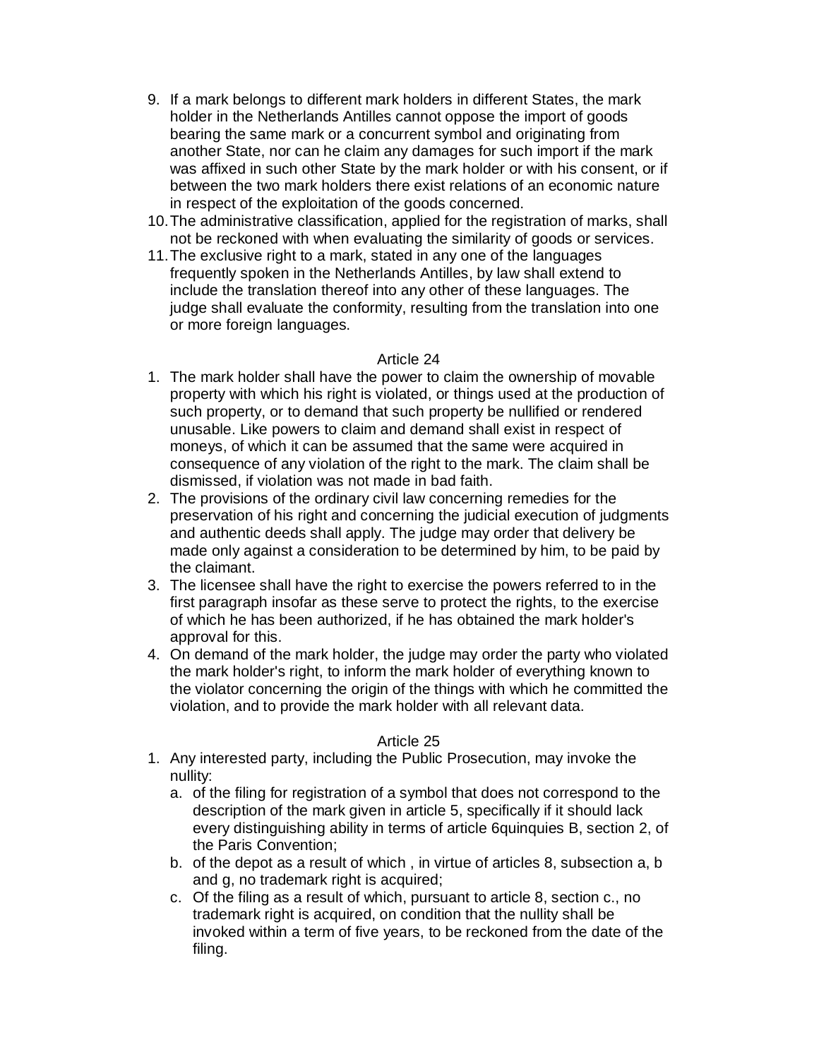9. If a mark belongs to different mark holders in different States, the mark holder in the Netherlands Antilles cannot oppose the import of goods bearing the same mark or a concurrent symbol and originating from another State, nor can he claim any damages for such import if the mark was affixed in such other State by the mark holder or with his consent, or if between the two mark holders there exist relations of an economic nature in respect of the exploitation of the goods concerned.
10. The administrative classification, applied for the registration of marks, shall not be reckoned with when evaluating the similarity of goods or services.
11. The exclusive right to a mark, stated in any one of the languages frequently spoken in the Netherlands Antilles, by law shall extend to include the translation thereof into any other of these languages. The judge shall evaluate the conformity, resulting from the translation into one or more foreign languages.

Article 24

1. The mark holder shall have the power to claim the ownership of movable property with which his right is violated, or things used at the production of such property, or to demand that such property be nullified or rendered unusable. Like powers to claim and demand shall exist in respect of moneys, of which it can be assumed that the same were acquired in consequence of any violation of the right to the mark. The claim shall be dismissed, if violation was not made in bad faith.
2. The provisions of the ordinary civil law concerning remedies for the preservation of his right and concerning the judicial execution of judgments and authentic deeds shall apply. The judge may order that delivery be made only against a consideration to be determined by him, to be paid by the claimant.
3. The licensee shall have the right to exercise the powers referred to in the first paragraph insofar as these serve to protect the rights, to the exercise of which he has been authorized, if he has obtained the mark holder's approval for this.
4. On demand of the mark holder, the judge may order the party who violated the mark holder's right, to inform the mark holder of everything known to the violator concerning the origin of the things with which he committed the violation, and to provide the mark holder with all relevant data.

Article 25

1. Any interested party, including the Public Prosecution, may invoke the nullity:
   a. of the filing for registration of a symbol that does not correspond to the description of the mark given in article 5, specifically if it should lack every distinguishing ability in terms of article 6quinquies B, section 2, of the Paris Convention;
   b. of the depot as a result of which , in virtue of articles 8, subsection a, b and g, no trademark right is acquired;
   c. Of the filing as a result of which, pursuant to article 8, section c., no trademark right is acquired, on condition that the nullity shall be invoked within a term of five years, to be reckoned from the date of the filing.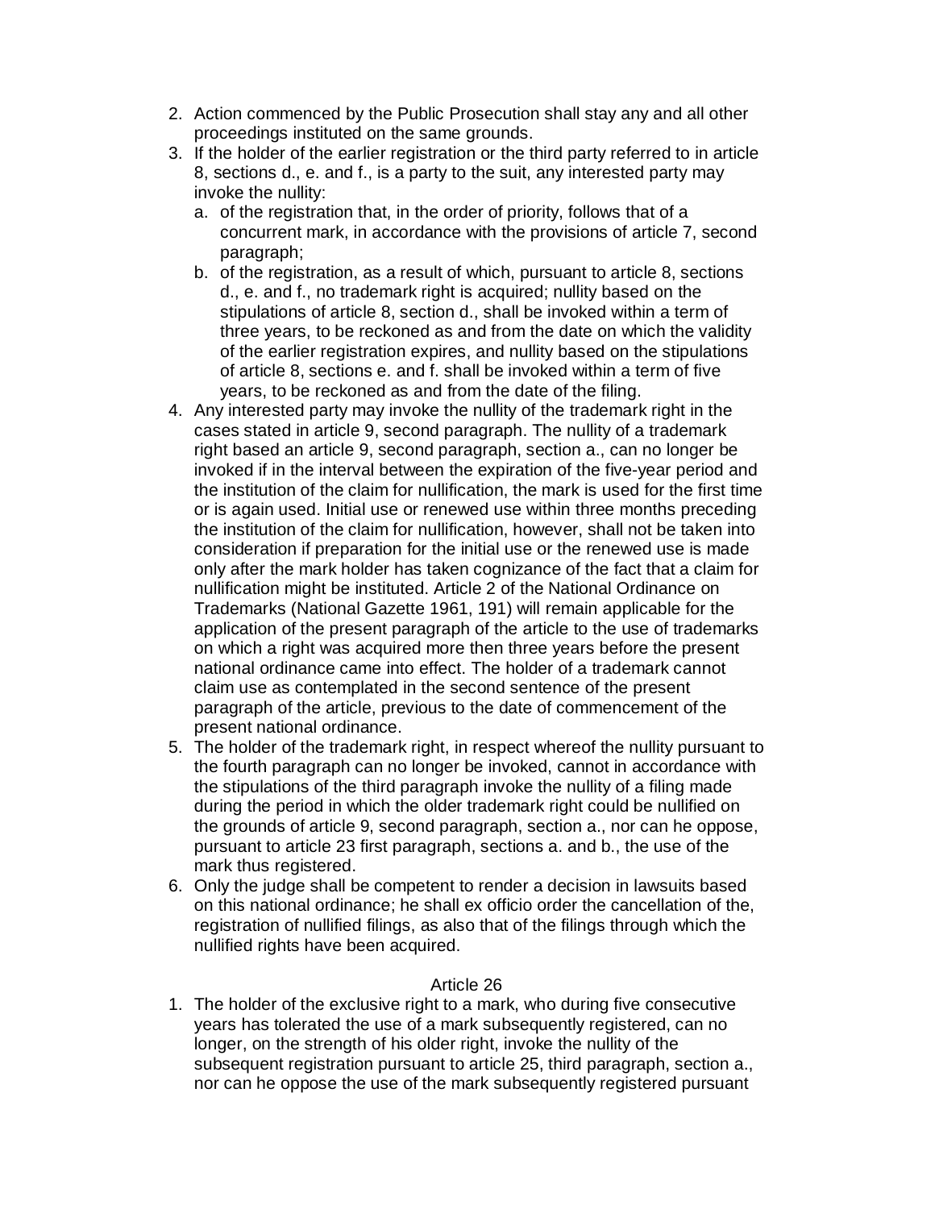2. Action commenced by the Public Prosecution shall stay any and all other proceedings instituted on the same grounds.
3. If the holder of the earlier registration or the third party referred to in article 8, sections d., e. and f., is a party to the suit, any interested party may invoke the nullity:
   a. of the registration that, in the order of priority, follows that of a concurrent mark, in accordance with the provisions of article 7, second paragraph;
   b. of the registration, as a result of which, pursuant to article 8, sections d., e. and f., no trademark right is acquired; nullity based on the stipulations of article 8, section d., shall be invoked within a term of three years, to be reckoned as and from the date on which the validity of the earlier registration expires, and nullity based on the stipulations of article 8, sections e. and f. shall be invoked within a term of five years, to be reckoned as and from the date of the filing.
4. Any interested party may invoke the nullity of the trademark right in the cases stated in article 9, second paragraph. The nullity of a trademark right based an article 9, second paragraph, section a., can no longer be invoked if in the interval between the expiration of the five-year period and the institution of the claim for nullification, the mark is used for the first time or is again used. Initial use or renewed use within three months preceding the institution of the claim for nullification, however, shall not be taken into consideration if preparation for the initial use or the renewed use is made only after the mark holder has taken cognizance of the fact that a claim for nullification might be instituted. Article 2 of the National Ordinance on Trademarks (National Gazette 1961, 191) will remain applicable for the application of the present paragraph of the article to the use of trademarks on which a right was acquired more then three years before the present national ordinance came into effect. The holder of a trademark cannot claim use as contemplated in the second sentence of the present paragraph of the article, previous to the date of commencement of the present national ordinance.
5. The holder of the trademark right, in respect whereof the nullity pursuant to the fourth paragraph can no longer be invoked, cannot in accordance with the stipulations of the third paragraph invoke the nullity of a filing made during the period in which the older trademark right could be nullified on the grounds of article 9, second paragraph, section a., nor can he oppose, pursuant to article 23 first paragraph, sections a. and b., the use of the mark thus registered.
6. Only the judge shall be competent to render a decision in lawsuits based on this national ordinance; he shall ex officio order the cancellation of the, registration of nullified filings, as also that of the filings through which the nullified rights have been acquired.

### Article 26

1. The holder of the exclusive right to a mark, who during five consecutive years has tolerated the use of a mark subsequently registered, can no longer, on the strength of his older right, invoke the nullity of the subsequent registration pursuant to article 25, third paragraph, section a., nor can he oppose the use of the mark subsequently registered pursuant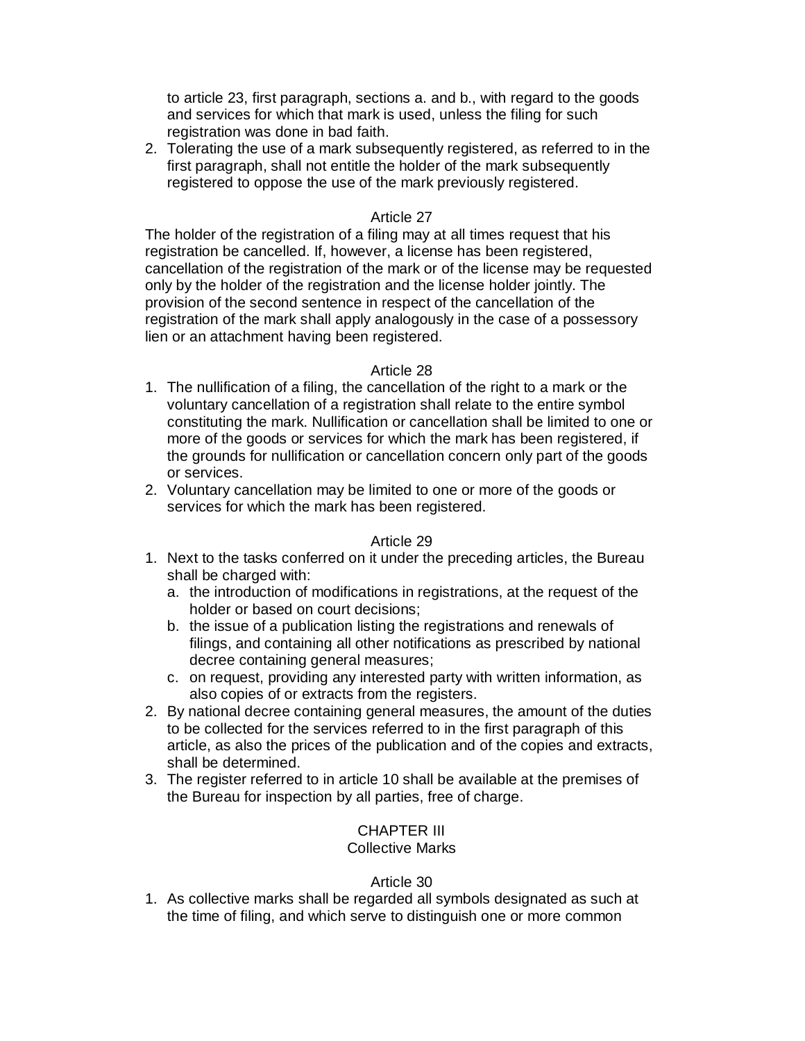to article 23, first paragraph, sections a. and b., with regard to the goods and services for which that mark is used, unless the filing for such registration was done in bad faith.

2. Tolerating the use of a mark subsequently registered, as referred to in the first paragraph, shall not entitle the holder of the mark subsequently registered to oppose the use of the mark previously registered.

### Article 27

The holder of the registration of a filing may at all times request that his registration be cancelled. If, however, a license has been registered, cancellation of the registration of the mark or of the license may be requested only by the holder of the registration and the license holder jointly. The provision of the second sentence in respect of the cancellation of the registration of the mark shall apply analogously in the case of a possessory lien or an attachment having been registered.

### Article 28

1. The nullification of a filing, the cancellation of the right to a mark or the voluntary cancellation of a registration shall relate to the entire symbol constituting the mark. Nullification or cancellation shall be limited to one or more of the goods or services for which the mark has been registered, if the grounds for nullification or cancellation concern only part of the goods or services.
2. Voluntary cancellation may be limited to one or more of the goods or services for which the mark has been registered.

### Article 29

1. Next to the tasks conferred on it under the preceding articles, the Bureau shall be charged with:
   a. the introduction of modifications in registrations, at the request of the holder or based on court decisions;
   b. the issue of a publication listing the registrations and renewals of filings, and containing all other notifications as prescribed by national decree containing general measures;
   c. on request, providing any interested party with written information, as also copies of or extracts from the registers.
2. By national decree containing general measures, the amount of the duties to be collected for the services referred to in the first paragraph of this article, as also the prices of the publication and of the copies and extracts, shall be determined.
3. The register referred to in article 10 shall be available at the premises of the Bureau for inspection by all parties, free of charge.

## CHAPTER III
## Collective Marks

### Article 30

1. As collective marks shall be regarded all symbols designated as such at the time of filing, and which serve to distinguish one or more common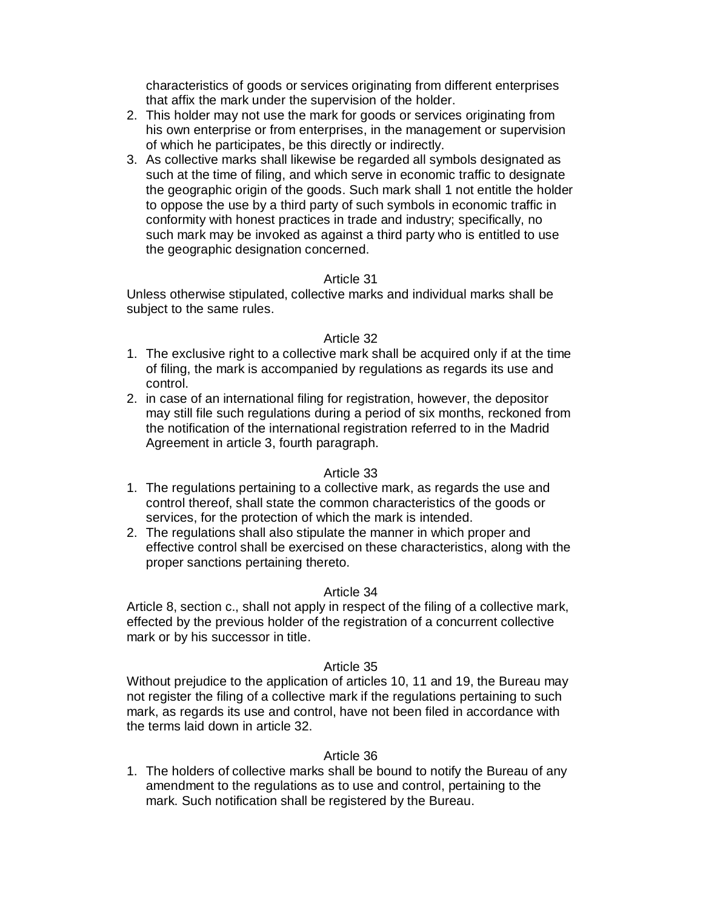characteristics of goods or services originating from different enterprises that affix the mark under the supervision of the holder.

2. This holder may not use the mark for goods or services originating from his own enterprise or from enterprises, in the management or supervision of which he participates, be this directly or indirectly.
3. As collective marks shall likewise be regarded all symbols designated as such at the time of filing, and which serve in economic traffic to designate the geographic origin of the goods. Such mark shall 1 not entitle the holder to oppose the use by a third party of such symbols in economic traffic in conformity with honest practices in trade and industry; specifically, no such mark may be invoked as against a third party who is entitled to use the geographic designation concerned.

Article 31

Unless otherwise stipulated, collective marks and individual marks shall be subject to the same rules.

Article 32

1. The exclusive right to a collective mark shall be acquired only if at the time of filing, the mark is accompanied by regulations as regards its use and control.
2. in case of an international filing for registration, however, the depositor may still file such regulations during a period of six months, reckoned from the notification of the international registration referred to in the Madrid Agreement in article 3, fourth paragraph.

Article 33

1. The regulations pertaining to a collective mark, as regards the use and control thereof, shall state the common characteristics of the goods or services, for the protection of which the mark is intended.
2. The regulations shall also stipulate the manner in which proper and effective control shall be exercised on these characteristics, along with the proper sanctions pertaining thereto.

Article 34

Article 8, section c., shall not apply in respect of the filing of a collective mark, effected by the previous holder of the registration of a concurrent collective mark or by his successor in title.

Article 35

Without prejudice to the application of articles 10, 11 and 19, the Bureau may not register the filing of a collective mark if the regulations pertaining to such mark, as regards its use and control, have not been filed in accordance with the terms laid down in article 32.

Article 36

1. The holders of collective marks shall be bound to notify the Bureau of any amendment to the regulations as to use and control, pertaining to the mark. Such notification shall be registered by the Bureau.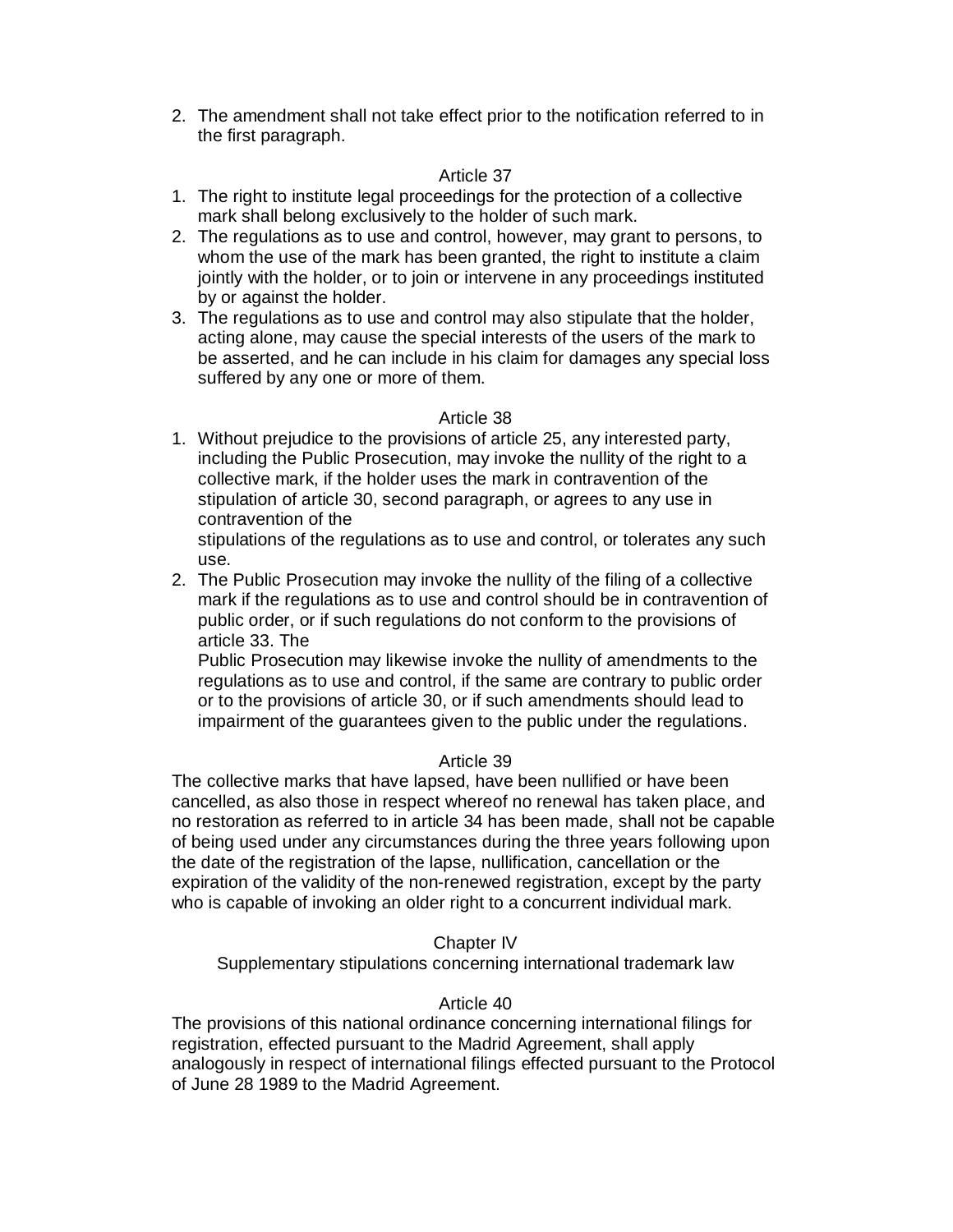2. The amendment shall not take effect prior to the notification referred to in the first paragraph.

Article 37

1. The right to institute legal proceedings for the protection of a collective mark shall belong exclusively to the holder of such mark.
2. The regulations as to use and control, however, may grant to persons, to whom the use of the mark has been granted, the right to institute a claim jointly with the holder, or to join or intervene in any proceedings instituted by or against the holder.
3. The regulations as to use and control may also stipulate that the holder, acting alone, may cause the special interests of the users of the mark to be asserted, and he can include in his claim for damages any special loss suffered by any one or more of them.

Article 38

1. Without prejudice to the provisions of article 25, any interested party, including the Public Prosecution, may invoke the nullity of the right to a collective mark, if the holder uses the mark in contravention of the stipulation of article 30, second paragraph, or agrees to any use in contravention of the stipulations of the regulations as to use and control, or tolerates any such use.
2. The Public Prosecution may invoke the nullity of the filing of a collective mark if the regulations as to use and control should be in contravention of public order, or if such regulations do not conform to the provisions of article 33. The Public Prosecution may likewise invoke the nullity of amendments to the regulations as to use and control, if the same are contrary to public order or to the provisions of article 30, or if such amendments should lead to impairment of the guarantees given to the public under the regulations.

Article 39

The collective marks that have lapsed, have been nullified or have been cancelled, as also those in respect whereof no renewal has taken place, and no restoration as referred to in article 34 has been made, shall not be capable of being used under any circumstances during the three years following upon the date of the registration of the lapse, nullification, cancellation or the expiration of the validity of the non-renewed registration, except by the party who is capable of invoking an older right to a concurrent individual mark.

## Chapter IV

### Supplementary stipulations concerning international trademark law

Article 40

The provisions of this national ordinance concerning international filings for registration, effected pursuant to the Madrid Agreement, shall apply analogously in respect of international filings effected pursuant to the Protocol of June 28 1989 to the Madrid Agreement.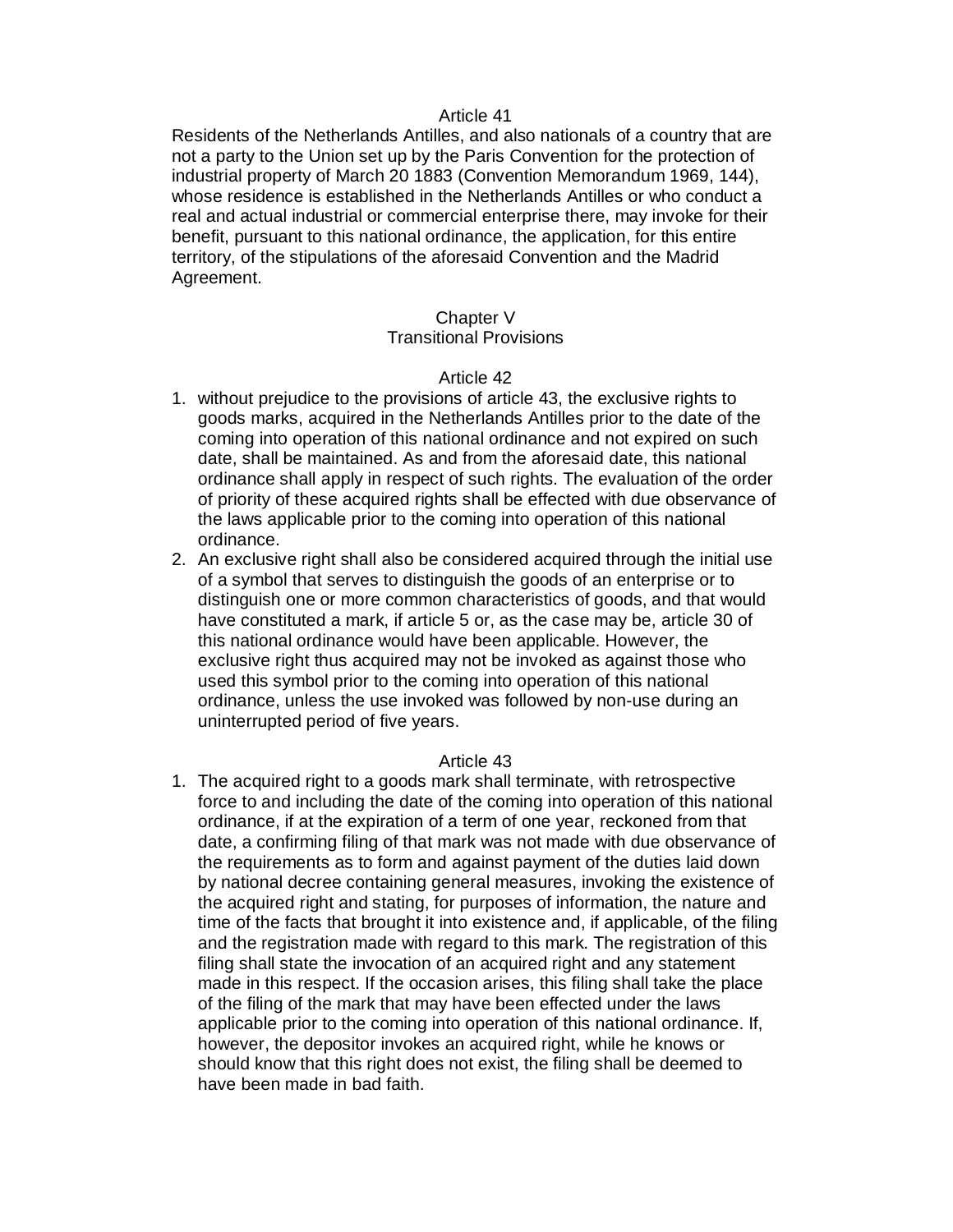### Article 41

Residents of the Netherlands Antilles, and also nationals of a country that are not a party to the Union set up by the Paris Convention for the protection of industrial property of March 20 1883 (Convention Memorandum 1969, 144), whose residence is established in the Netherlands Antilles or who conduct a real and actual industrial or commercial enterprise there, may invoke for their benefit, pursuant to this national ordinance, the application, for this entire territory, of the stipulations of the aforesaid Convention and the Madrid Agreement.

## Chapter V
## Transitional Provisions

### Article 42

1. without prejudice to the provisions of article 43, the exclusive rights to goods marks, acquired in the Netherlands Antilles prior to the date of the coming into operation of this national ordinance and not expired on such date, shall be maintained. As and from the aforesaid date, this national ordinance shall apply in respect of such rights. The evaluation of the order of priority of these acquired rights shall be effected with due observance of the laws applicable prior to the coming into operation of this national ordinance.
2. An exclusive right shall also be considered acquired through the initial use of a symbol that serves to distinguish the goods of an enterprise or to distinguish one or more common characteristics of goods, and that would have constituted a mark, if article 5 or, as the case may be, article 30 of this national ordinance would have been applicable. However, the exclusive right thus acquired may not be invoked as against those who used this symbol prior to the coming into operation of this national ordinance, unless the use invoked was followed by non-use during an uninterrupted period of five years.

### Article 43

1. The acquired right to a goods mark shall terminate, with retrospective force to and including the date of the coming into operation of this national ordinance, if at the expiration of a term of one year, reckoned from that date, a confirming filing of that mark was not made with due observance of the requirements as to form and against payment of the duties laid down by national decree containing general measures, invoking the existence of the acquired right and stating, for purposes of information, the nature and time of the facts that brought it into existence and, if applicable, of the filing and the registration made with regard to this mark. The registration of this filing shall state the invocation of an acquired right and any statement made in this respect. If the occasion arises, this filing shall take the place of the filing of the mark that may have been effected under the laws applicable prior to the coming into operation of this national ordinance. If, however, the depositor invokes an acquired right, while he knows or should know that this right does not exist, the filing shall be deemed to have been made in bad faith.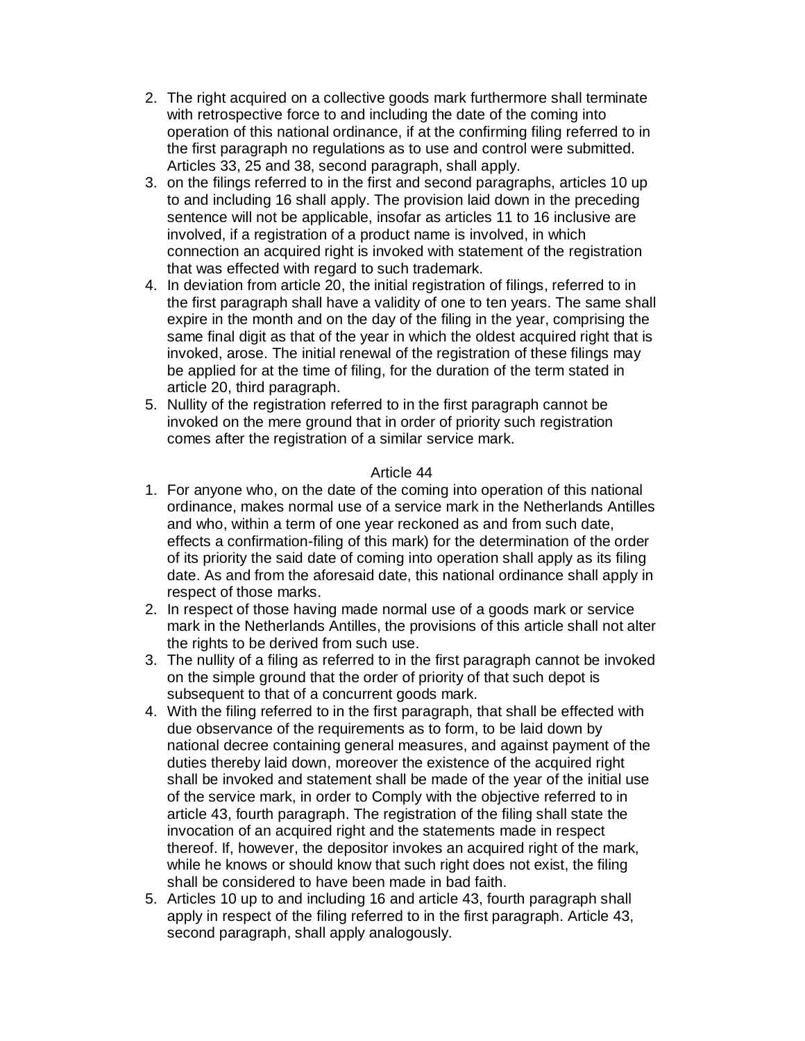2. The right acquired on a collective goods mark furthermore shall terminate with retrospective force to and including the date of the coming into operation of this national ordinance, if at the confirming filing referred to in the first paragraph no regulations as to use and control were submitted. Articles 33, 25 and 38, second paragraph, shall apply.
3. on the filings referred to in the first and second paragraphs, articles 10 up to and including 16 shall apply. The provision laid down in the preceding sentence will not be applicable, insofar as articles 11 to 16 inclusive are involved, if a registration of a product name is involved, in which connection an acquired right is invoked with statement of the registration that was effected with regard to such trademark.
4. In deviation from article 20, the initial registration of filings, referred to in the first paragraph shall have a validity of one to ten years. The same shall expire in the month and on the day of the filing in the year, comprising the same final digit as that of the year in which the oldest acquired right that is invoked, arose. The initial renewal of the registration of these filings may be applied for at the time of filing, for the duration of the term stated in article 20, third paragraph.
5. Nullity of the registration referred to in the first paragraph cannot be invoked on the mere ground that in order of priority such registration comes after the registration of a similar service mark.

Article 44

1. For anyone who, on the date of the coming into operation of this national ordinance, makes normal use of a service mark in the Netherlands Antilles and who, within a term of one year reckoned as and from such date, effects a confirmation-filing of this mark) for the determination of the order of its priority the said date of coming into operation shall apply as its filing date. As and from the aforesaid date, this national ordinance shall apply in respect of those marks.
2. In respect of those having made normal use of a goods mark or service mark in the Netherlands Antilles, the provisions of this article shall not alter the rights to be derived from such use.
3. The nullity of a filing as referred to in the first paragraph cannot be invoked on the simple ground that the order of priority of that such depot is subsequent to that of a concurrent goods mark.
4. With the filing referred to in the first paragraph, that shall be effected with due observance of the requirements as to form, to be laid down by national decree containing general measures, and against payment of the duties thereby laid down, moreover the existence of the acquired right shall be invoked and statement shall be made of the year of the initial use of the service mark, in order to Comply with the objective referred to in article 43, fourth paragraph. The registration of the filing shall state the invocation of an acquired right and the statements made in respect thereof. If, however, the depositor invokes an acquired right of the mark, while he knows or should know that such right does not exist, the filing shall be considered to have been made in bad faith.
5. Articles 10 up to and including 16 and article 43, fourth paragraph shall apply in respect of the filing referred to in the first paragraph. Article 43, second paragraph, shall apply analogously.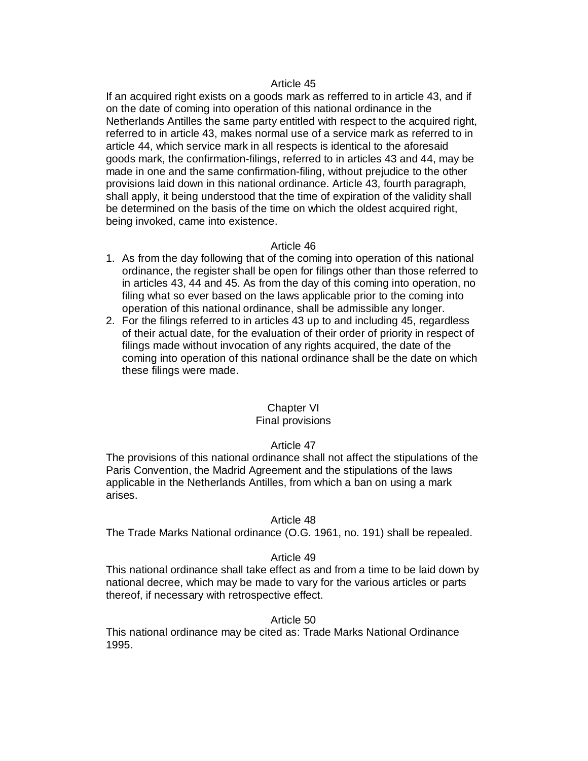### Article 45

If an acquired right exists on a goods mark as refferred to in article 43, and if on the date of coming into operation of this national ordinance in the Netherlands Antilles the same party entitled with respect to the acquired right, referred to in article 43, makes normal use of a service mark as referred to in article 44, which service mark in all respects is identical to the aforesaid goods mark, the confirmation-filings, referred to in articles 43 and 44, may be made in one and the same confirmation-filing, without prejudice to the other provisions laid down in this national ordinance. Article 43, fourth paragraph, shall apply, it being understood that the time of expiration of the validity shall be determined on the basis of the time on which the oldest acquired right, being invoked, came into existence.

### Article 46

1. As from the day following that of the coming into operation of this national ordinance, the register shall be open for filings other than those referred to in articles 43, 44 and 45. As from the day of this coming into operation, no filing what so ever based on the laws applicable prior to the coming into operation of this national ordinance, shall be admissible any longer.
2. For the filings referred to in articles 43 up to and including 45, regardless of their actual date, for the evaluation of their order of priority in respect of filings made without invocation of any rights acquired, the date of the coming into operation of this national ordinance shall be the date on which these filings were made.

## Chapter VI
## Final provisions

### Article 47

The provisions of this national ordinance shall not affect the stipulations of the Paris Convention, the Madrid Agreement and the stipulations of the laws applicable in the Netherlands Antilles, from which a ban on using a mark arises.

### Article 48

The Trade Marks National ordinance (O.G. 1961, no. 191) shall be repealed.

### Article 49

This national ordinance shall take effect as and from a time to be laid down by national decree, which may be made to vary for the various articles or parts thereof, if necessary with retrospective effect.

### Article 50

This national ordinance may be cited as: Trade Marks National Ordinance 1995.